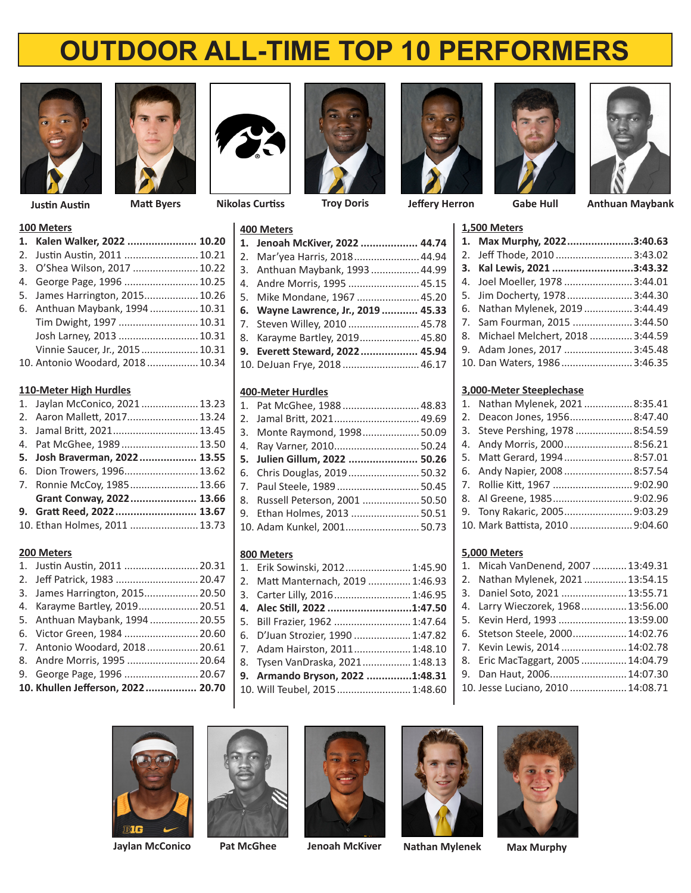# OUTDOOR ALL-TIME TOP 10 PERFORMERS

Justin Austin | Matt Byers | Nikolas Curtiss | Troy Doris | Jeffery Herron | Gabe Hull | Anthuan Maybank

## 100 Meters

1. **Kalen Walker, 2022 ....................... 10.20**
2. Justin Austin, 2011 .......................... 10.21
3. O'Shea Wilson, 2017 ....................... 10.22
4. George Page, 1996 .......................... 10.25
5. James Harrington, 2015.................. 10.26
6. Anthuan Maybank, 1994 ................. 10.31
   Tim Dwight, 1997 ............................ 10.31
   Josh Larney, 2013 ............................ 10.31
   Vinnie Saucer, Jr., 2015 .................... 10.31
10. Antonio Woodard, 2018 .................. 10.34

## 110-Meter High Hurdles

1. Jaylan McConico, 2021 .................... 13.23
2. Aaron Mallett, 2017......................... 13.24
3. Jamal Britt, 2021.............................. 13.45
4. Pat McGhee, 1989 ........................... 13.50
5. **Josh Braverman, 2022................... 13.55**
6. Dion Trowers, 1996.......................... 13.62
7. Ronnie McCoy, 1985........................ 13.66
   **Grant Conway, 2022...................... 13.66**
9. **Gratt Reed, 2022........................... 13.67**
10. Ethan Holmes, 2011 ........................ 13.73

## 200 Meters

1. Justin Austin, 2011 .......................... 20.31
2. Jeff Patrick, 1983 ............................. 20.47
3. James Harrington, 2015................... 20.50
4. Karayme Bartley, 2019..................... 20.51
5. Anthuan Maybank, 1994 ................. 20.55
6. Victor Green, 1984 .......................... 20.60
7. Antonio Woodard, 2018 .................. 20.61
8. Andre Morris, 1995 ......................... 20.64
9. George Page, 1996 .......................... 20.67
10. **Khullen Jefferson, 2022................. 20.70**

## 400 Meters

1. **Jenoah McKiver, 2022 ................... 44.74**
2. Mar'yea Harris, 2018....................... 44.94
3. Anthuan Maybank, 1993 ................. 44.99
4. Andre Morris, 1995 ......................... 45.15
5. Mike Mondane, 1967 ...................... 45.20
6. **Wayne Lawrence, Jr., 2019 ............ 45.33**
7. Steven Willey, 2010 ......................... 45.78
8. Karayme Bartley, 2019..................... 45.80
9. **Everett Steward, 2022................... 45.94**
10. DeJuan Frye, 2018 ........................... 46.17

## 400-Meter Hurdles

1. Pat McGhee, 1988 ........................... 48.83
2. Jamal Britt, 2021.............................. 49.69
3. Monte Raymond, 1998.................... 50.09
4. Ray Varner, 2010.............................. 50.24
5. **Julien Gillum, 2022 ....................... 50.26**
6. Chris Douglas, 2019......................... 50.32
7. Paul Steele, 1989 ............................. 50.45
8. Russell Peterson, 2001 .................... 50.50
9. Ethan Holmes, 2013 ........................ 50.51
10. Adam Kunkel, 2001.......................... 50.73

## 800 Meters

1. Erik Sowinski, 2012....................... 1:45.90
2. Matt Manternach, 2019 ............... 1:46.93
3. Carter Lilly, 2016........................... 1:46.95
4. **Alec Still, 2022 ............................1:47.50**
5. Bill Frazier, 1962 ........................... 1:47.64
6. D'Juan Strozier, 1990 ................... 1:47.82
7. Adam Hairston, 2011.................... 1:48.10
8. Tysen VanDraska, 2021................. 1:48.13
9. **Armando Bryson, 2022 ...............1:48.31**
10. Will Teubel, 2015.......................... 1:48.60

## 1,500 Meters

1. **Max Murphy, 2022......................3:40.63**
2. Jeff Thode, 2010 ........................... 3:43.02
3. **Kal Lewis, 2021 ...........................3:43.32**
4. Joel Moeller, 1978 ........................ 3:44.01
5. Jim Docherty, 1978 ....................... 3:44.30
6. Nathan Mylenek, 2019 .................. 3:44.49
7. Sam Fourman, 2015 ...................... 3:44.50
8. Michael Melchert, 2018 ................ 3:44.59
9. Adam Jones, 2017 ......................... 3:45.48
10. Dan Waters, 1986.......................... 3:46.35

## 3,000-Meter Steeplechase

1. Nathan Mylenek, 2021 .................. 8:35.41
2. Deacon Jones, 1956....................... 8:47.40
3. Steve Pershing, 1978 ..................... 8:54.59
4. Andy Morris, 2000.......................... 8:56.21
5. Matt Gerard, 1994 .......................... 8:57.01
6. Andy Napier, 2008 .......................... 8:57.54
7. Rollie Kitt, 1967 ............................. 9:02.90
8. Al Greene, 1985.............................. 9:02.96
9. Tony Rakaric, 2005.......................... 9:03.29
10. Mark Battista, 2010 ........................ 9:04.60

## 5,000 Meters

1. Micah VanDenend, 2007 ............ 13:49.31
2. Nathan Mylenek, 2021 ............... 13:54.15
3. Daniel Soto, 2021 ....................... 13:55.71
4. Larry Wieczorek, 1968................ 13:56.00
5. Kevin Herd, 1993 ........................ 13:59.00
6. Stetson Steele, 2000................... 14:02.76
7. Kevin Lewis, 2014 ....................... 14:02.78
8. Eric MacTaggart, 2005 ................ 14:04.79
9. Dan Haut, 2006............................ 14:07.30
10. Jesse Luciano, 2010 .................... 14:08.71

Jaylan McConico | Pat McGhee | Jenoah McKiver | Nathan Mylenek | Max Murphy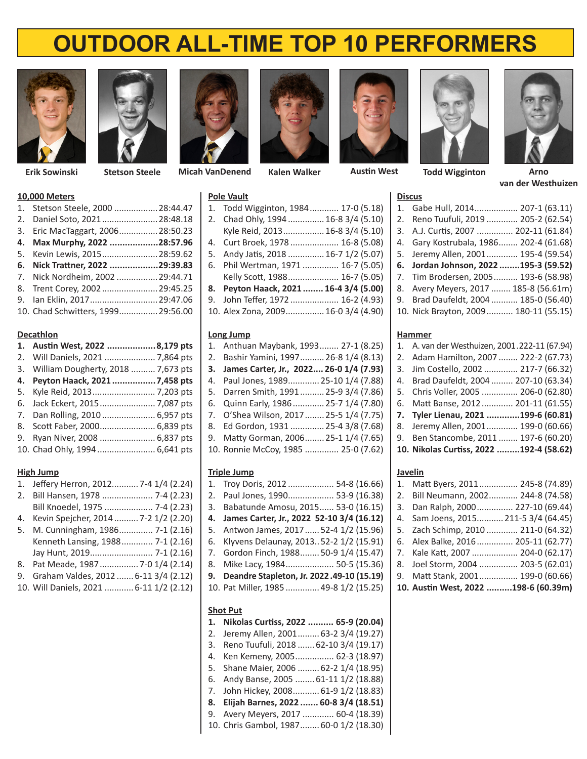# OUTDOOR ALL-TIME TOP 10 PERFORMERS

Erik Sowinski | Stetson Steele | Micah VanDenend | Kalen Walker | Austin West | Todd Wigginton | Arno van der Westhuizen

## 10,000 Meters

1. Stetson Steele, 2000 .................. 28:44.47
2. Daniel Soto, 2021 .................. 28:48.18
3. Eric MacTaggart, 2006 .................. 28:50.23
4. **Max Murphy, 2022 .................. 28:57.96**
5. Kevin Lewis, 2015 .................. 28:59.62
6. **Nick Trattner, 2022 .................. 29:39.83**
7. Nick Nordheim, 2002 .................. 29:44.71
8. Trent Corey, 2002 .................. 29:45.25
9. Ian Eklin, 2017 .................. 29:47.06
10. Chad Schwitters, 1999 .................. 29:56.00

## Decathlon

1. **Austin West, 2022 .................. 8,179 pts**
2. Will Daniels, 2021 .................. 7,864 pts
3. William Dougherty, 2018 .................. 7,673 pts
4. **Peyton Haack, 2021 .................. 7,458 pts**
5. Kyle Reid, 2013 .................. 7,203 pts
6. Jack Eckert, 2015 .................. 7,087 pts
7. Dan Rolling, 2010 .................. 6,957 pts
8. Scott Faber, 2000 .................. 6,839 pts
9. Ryan Niver, 2008 .................. 6,837 pts
10. Chad Ohly, 1994 .................. 6,641 pts

## High Jump

1. Jeffery Herron, 2012 .................. 7-4 1/4 (2.24)
2. Bill Hansen, 1978 .................. 7-4 (2.23)
   Bill Knoedel, 1975 .................. 7-4 (2.23)
4. Kevin Spejcher, 2014 .................. 7-2 1/2 (2.20)
5. M. Cunningham, 1986 .................. 7-1 (2.16)
   Kenneth Lansing, 1988 .................. 7-1 (2.16)
   Jay Hunt, 2019 .................. 7-1 (2.16)
8. Pat Meade, 1987 .................. 7-0 1/4 (2.14)
9. Graham Valdes, 2012 .................. 6-11 3/4 (2.12)
10. Will Daniels, 2021 .................. 6-11 1/2 (2.12)

## Pole Vault

1. Todd Wigginton, 1984 .................. 17-0 (5.18)
2. Chad Ohly, 1994 .................. 16-8 3/4 (5.10)
   Kyle Reid, 2013 .................. 16-8 3/4 (5.10)
4. Curt Broek, 1978 .................. 16-8 (5.08)
5. Andy Jatis, 2018 .................. 16-7 1/2 (5.07)
6. Phil Wertman, 1971 .................. 16-7 (5.05)
   Kelly Scott, 1988 .................. 16-7 (5.05)
8. **Peyton Haack, 2021 .................. 16-4 3/4 (5.00)**
9. John Teffer, 1972 .................. 16-2 (4.93)
10. Alex Zona, 2009 .................. 16-0 3/4 (4.90)

## Long Jump

1. Anthuan Maybank, 1993 .................. 27-1 (8.25)
2. Bashir Yamini, 1997 .................. 26-8 1/4 (8.13)
3. **James Carter, Jr., 2022 .................. 26-0 1/4 (7.93)**
4. Paul Jones, 1989 .................. 25-10 1/4 (7.88)
5. Darren Smith, 1991 .................. 25-9 3/4 (7.86)
6. Quinn Early, 1986 .................. 25-7 1/4 (7.80)
7. O'Shea Wilson, 2017 .................. 25-5 1/4 (7.75)
8. Ed Gordon, 1931 .................. 25-4 3/8 (7.68)
9. Matty Gorman, 2006 .................. 25-1 1/4 (7.65)
10. Ronnie McCoy, 1985 .................. 25-0 (7.62)

## Triple Jump

1. Troy Doris, 2012 .................. 54-8 (16.66)
2. Paul Jones, 1990 .................. 53-9 (16.38)
3. Babatunde Amosu, 2015 .................. 53-0 (16.15)
4. **James Carter, Jr., 2022 52-10 3/4 (16.12)**
5. Antwon James, 2017 .................. 52-4 1/2 (15.96)
6. Klyvens Delaunay, 2013 .................. 52-2 1/2 (15.91)
7. Gordon Finch, 1988 .................. 50-9 1/4 (15.47)
8. Mike Lacy, 1984 .................. 50-5 (15.36)
9. **Deandre Stapleton, Jr. 2022 .49-10 (15.19)**
10. Pat Miller, 1985 .................. 49-8 1/2 (15.25)

## Shot Put

1. **Nikolas Curtiss, 2022 .................. 65-9 (20.04)**
2. Jeremy Allen, 2001 .................. 63-2 3/4 (19.27)
3. Reno Tuufuli, 2018 .................. 62-10 3/4 (19.17)
4. Ken Kemeny, 2005 .................. 62-3 (18.97)
5. Shane Maier, 2006 .................. 62-2 1/4 (18.95)
6. Andy Banse, 2005 .................. 61-11 1/2 (18.88)
7. John Hickey, 2008 .................. 61-9 1/2 (18.83)
8. **Elijah Barnes, 2022 .................. 60-8 3/4 (18.51)**
9. Avery Meyers, 2017 .................. 60-4 (18.39)
10. Chris Gambol, 1987 .................. 60-0 1/2 (18.30)

## Discus

1. Gabe Hull, 2014 .................. 207-1 (63.11)
2. Reno Tuufuli, 2019 .................. 205-2 (62.54)
3. A.J. Curtis, 2007 .................. 202-11 (61.84)
4. Gary Kostrubala, 1986 .................. 202-4 (61.68)
5. Jeremy Allen, 2001 .................. 195-4 (59.54)
6. **Jordan Johnson, 2022 .................. 195-3 (59.52)**
7. Tim Brodersen, 2005 .................. 193-6 (58.98)
8. Avery Meyers, 2017 .................. 185-8 (56.61m)
9. Brad Daufeldt, 2004 .................. 185-0 (56.40)
10. Nick Brayton, 2009 .................. 180-11 (55.15)

## Hammer

1. A. van der Westhuizen, 2001 .222-11 (67.94)
2. Adam Hamilton, 2007 .................. 222-2 (67.73)
3. Jim Costello, 2002 .................. 217-7 (66.32)
4. Brad Daufeldt, 2004 .................. 207-10 (63.34)
5. Chris Voller, 2005 .................. 206-0 (62.80)
6. Matt Banse, 2012 .................. 201-11 (61.55)
7. **Tyler Lienau, 2021 .................. 199-6 (60.81)**
8. Jeremy Allen, 2001 .................. 199-0 (60.66)
9. Ben Stancombe, 2011 .................. 197-6 (60.20)
10. **Nikolas Curtiss, 2022 .................. 192-4 (58.62)**

## Javelin

1. Matt Byers, 2011 .................. 245-8 (74.89)
2. Bill Neumann, 2002 .................. 244-8 (74.58)
3. Dan Ralph, 2000 .................. 227-10 (69.44)
4. Sam Joens, 2015 .................. 211-5 3/4 (64.45)
5. Zach Schimp, 2010 .................. 211-0 (64.32)
6. Alex Balke, 2016 .................. 205-11 (62.77)
7. Kale Katt, 2007 .................. 204-0 (62.17)
8. Joel Storm, 2004 .................. 203-5 (62.01)
9. Matt Stank, 2001 .................. 199-0 (60.66)
10. **Austin West, 2022 .................. 198-6 (60.39m)**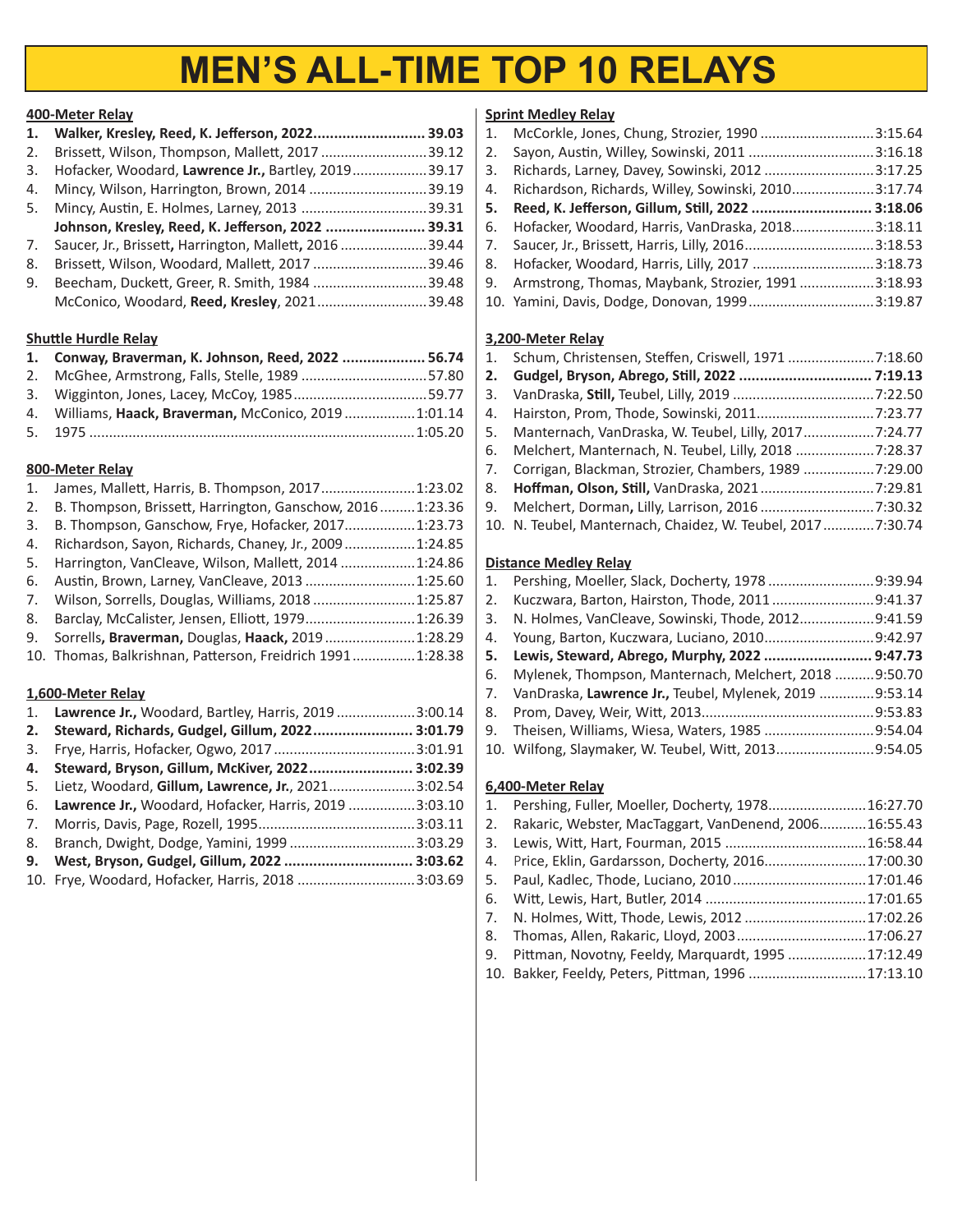# MEN'S ALL-TIME TOP 10 RELAYS

## 400-Meter Relay

| | | |
|---|---|---|
| **1.** | **Walker, Kresley, Reed, K. Jefferson, 2022** | **39.03** |
| 2. | Brissett, Wilson, Thompson, Mallett, 2017 | 39.12 |
| 3. | Hofacker, Woodard, **Lawrence Jr.,** Bartley, 2019 | 39.17 |
| 4. | Mincy, Wilson, Harrington, Brown, 2014 | 39.19 |
| 5. | Mincy, Austin, E. Holmes, Larney, 2013 | 39.31 |
| | **Johnson, Kresley, Reed, K. Jefferson, 2022** | **39.31** |
| 7. | Saucer, Jr., Brissett, Harrington, Mallett, 2016 | 39.44 |
| 8. | Brissett, Wilson, Woodard, Mallett, 2017 | 39.46 |
| 9. | Beecham, Duckett, Greer, R. Smith, 1984 | 39.48 |
| | McConico, Woodard, **Reed, Kresley**, 2021 | 39.48 |

## Shuttle Hurdle Relay

| | | |
|---|---|---|
| **1.** | **Conway, Braverman, K. Johnson, Reed, 2022** | **56.74** |
| 2. | McGhee, Armstrong, Falls, Stelle, 1989 | 57.80 |
| 3. | Wigginton, Jones, Lacey, McCoy, 1985 | 59.77 |
| 4. | Williams, **Haack, Braverman,** McConico, 2019 | 1:01.14 |
| 5. | 1975 | 1:05.20 |

## 800-Meter Relay

| | | |
|---|---|---|
| 1. | James, Mallett, Harris, B. Thompson, 2017 | 1:23.02 |
| 2. | B. Thompson, Brissett, Harrington, Ganschow, 2016 | 1:23.36 |
| 3. | B. Thompson, Ganschow, Frye, Hofacker, 2017 | 1:23.73 |
| 4. | Richardson, Sayon, Richards, Chaney, Jr., 2009 | 1:24.85 |
| 5. | Harrington, VanCleave, Wilson, Mallett, 2014 | 1:24.86 |
| 6. | Austin, Brown, Larney, VanCleave, 2013 | 1:25.60 |
| 7. | Wilson, Sorrells, Douglas, Williams, 2018 | 1:25.87 |
| 8. | Barclay, McCalister, Jensen, Elliott, 1979 | 1:26.39 |
| 9. | Sorrells, **Braverman,** Douglas, **Haack,** 2019 | 1:28.29 |
| 10. | Thomas, Balkrishnan, Patterson, Freidrich 1991 | 1:28.38 |

## 1,600-Meter Relay

| | | |
|---|---|---|
| 1. | **Lawrence Jr.,** Woodard, Bartley, Harris, 2019 | 3:00.14 |
| **2.** | **Steward, Richards, Gudgel, Gillum, 2022** | **3:01.79** |
| 3. | Frye, Harris, Hofacker, Ogwo, 2017 | 3:01.91 |
| **4.** | **Steward, Bryson, Gillum, McKiver, 2022** | **3:02.39** |
| 5. | Lietz, Woodard, **Gillum, Lawrence, Jr.**, 2021 | 3:02.54 |
| 6. | **Lawrence Jr.,** Woodard, Hofacker, Harris, 2019 | 3:03.10 |
| 7. | Morris, Davis, Page, Rozell, 1995 | 3:03.11 |
| 8. | Branch, Dwight, Dodge, Yamini, 1999 | 3:03.29 |
| **9.** | **West, Bryson, Gudgel, Gillum, 2022** | **3:03.62** |
| 10. | Frye, Woodard, Hofacker, Harris, 2018 | 3:03.69 |

## Sprint Medley Relay

| | | |
|---|---|---|
| 1. | McCorkle, Jones, Chung, Strozier, 1990 | 3:15.64 |
| 2. | Sayon, Austin, Willey, Sowinski, 2011 | 3:16.18 |
| 3. | Richards, Larney, Davey, Sowinski, 2012 | 3:17.25 |
| 4. | Richardson, Richards, Willey, Sowinski, 2010 | 3:17.74 |
| **5.** | **Reed, K. Jefferson, Gillum, Still, 2022** | **3:18.06** |
| 6. | Hofacker, Woodard, Harris, VanDraska, 2018 | 3:18.11 |
| 7. | Saucer, Jr., Brissett, Harris, Lilly, 2016 | 3:18.53 |
| 8. | Hofacker, Woodard, Harris, Lilly, 2017 | 3:18.73 |
| 9. | Armstrong, Thomas, Maybank, Strozier, 1991 | 3:18.93 |
| 10. | Yamini, Davis, Dodge, Donovan, 1999 | 3:19.87 |

## 3,200-Meter Relay

| | | |
|---|---|---|
| 1. | Schum, Christensen, Steffen, Criswell, 1971 | 7:18.60 |
| **2.** | **Gudgel, Bryson, Abrego, Still, 2022** | **7:19.13** |
| 3. | VanDraska, **Still,** Teubel, Lilly, 2019 | 7:22.50 |
| 4. | Hairston, Prom, Thode, Sowinski, 2011 | 7:23.77 |
| 5. | Manternach, VanDraska, W. Teubel, Lilly, 2017 | 7:24.77 |
| 6. | Melchert, Manternach, N. Teubel, Lilly, 2018 | 7:28.37 |
| 7. | Corrigan, Blackman, Strozier, Chambers, 1989 | 7:29.00 |
| 8. | **Hoffman, Olson, Still,** VanDraska, 2021 | 7:29.81 |
| 9. | Melchert, Dorman, Lilly, Larrison, 2016 | 7:30.32 |
| 10. | N. Teubel, Manternach, Chaidez, W. Teubel, 2017 | 7:30.74 |

## Distance Medley Relay

| | | |
|---|---|---|
| 1. | Pershing, Moeller, Slack, Docherty, 1978 | 9:39.94 |
| 2. | Kuczwara, Barton, Hairston, Thode, 2011 | 9:41.37 |
| 3. | N. Holmes, VanCleave, Sowinski, Thode, 2012 | 9:41.59 |
| 4. | Young, Barton, Kuczwara, Luciano, 2010 | 9:42.97 |
| **5.** | **Lewis, Steward, Abrego, Murphy, 2022** | **9:47.73** |
| 6. | Mylenek, Thompson, Manternach, Melchert, 2018 | 9:50.70 |
| 7. | VanDraska, **Lawrence Jr.,** Teubel, Mylenek, 2019 | 9:53.14 |
| 8. | Prom, Davey, Weir, Witt, 2013 | 9:53.83 |
| 9. | Theisen, Williams, Wiesa, Waters, 1985 | 9:54.04 |
| 10. | Wilfong, Slaymaker, W. Teubel, Witt, 2013 | 9:54.05 |

## 6,400-Meter Relay

| | | |
|---|---|---|
| 1. | Pershing, Fuller, Moeller, Docherty, 1978 | 16:27.70 |
| 2. | Rakaric, Webster, MacTaggart, VanDenend, 2006 | 16:55.43 |
| 3. | Lewis, Witt, Hart, Fourman, 2015 | 16:58.44 |
| 4. | Price, Eklin, Gardarsson, Docherty, 2016 | 17:00.30 |
| 5. | Paul, Kadlec, Thode, Luciano, 2010 | 17:01.46 |
| 6. | Witt, Lewis, Hart, Butler, 2014 | 17:01.65 |
| 7. | N. Holmes, Witt, Thode, Lewis, 2012 | 17:02.26 |
| 8. | Thomas, Allen, Rakaric, Lloyd, 2003 | 17:06.27 |
| 9. | Pittman, Novotny, Feeldy, Marquardt, 1995 | 17:12.49 |
| 10. | Bakker, Feeldy, Peters, Pittman, 1996 | 17:13.10 |